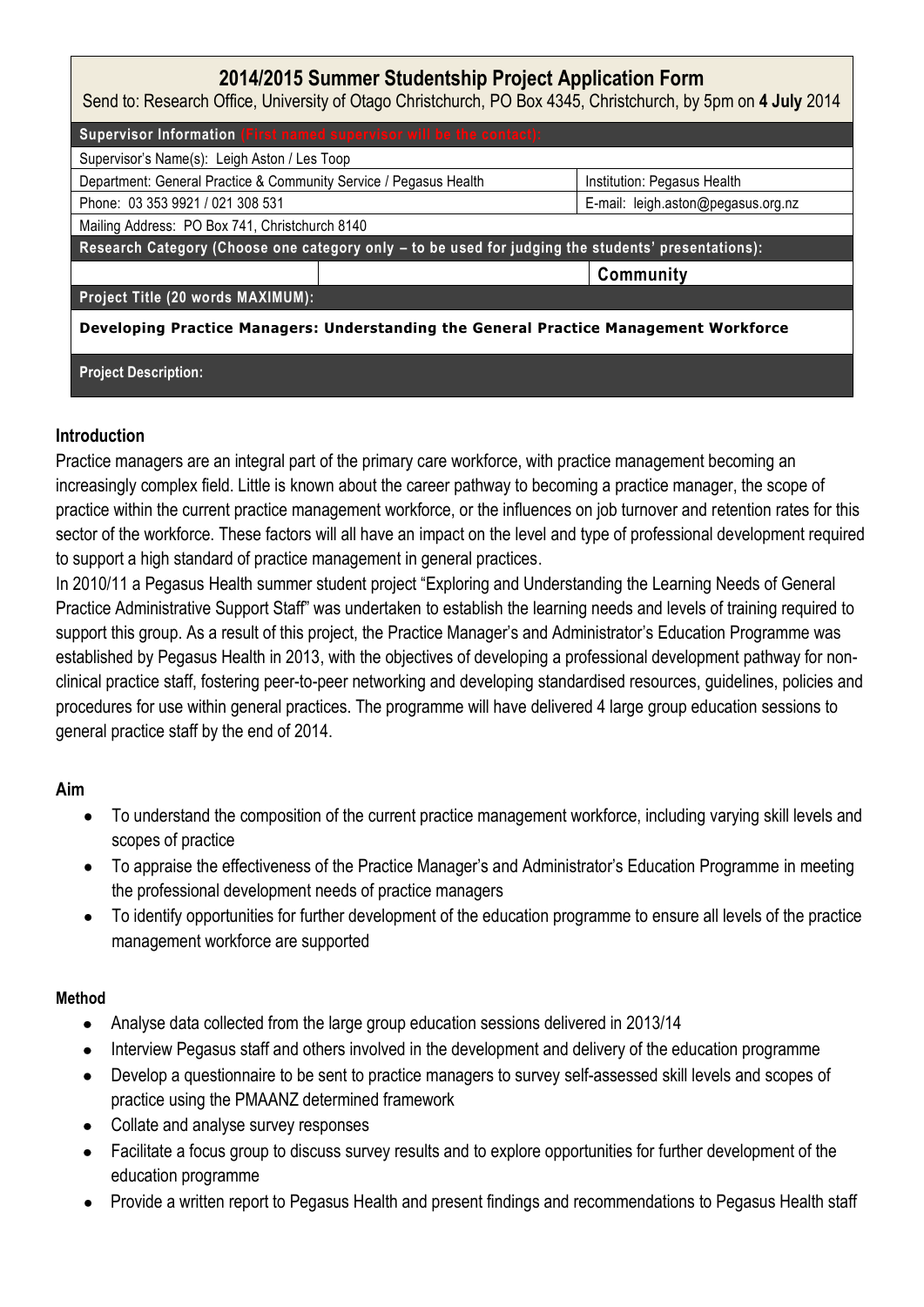# 2014/2015 Summer Studentship Project Application Form

Send to: Research Office, University of Otago Christchurch, PO Box 4345, Christchurch, by 5pm on **4 July** 2014

| **Supervisor Information** (First named supervisor will be the contact): | |
|---|---|
| Supervisor's Name(s): Leigh Aston / Les Toop | |
| Department: General Practice & Community Service / Pegasus Health | Institution: Pegasus Health |
| Phone: 03 353 9921 / 021 308 531 | E-mail: leigh.aston@pegasus.org.nz |
| Mailing Address: PO Box 741, Christchurch 8140 | |
| **Research Category (Choose one category only – to be used for judging the students' presentations):** | |
| | **Community** |
| **Project Title (20 words MAXIMUM):** | |
| **Developing Practice Managers: Understanding the General Practice Management Workforce** | |
| **Project Description:** | |

## Introduction

Practice managers are an integral part of the primary care workforce, with practice management becoming an increasingly complex field. Little is known about the career pathway to becoming a practice manager, the scope of practice within the current practice management workforce, or the influences on job turnover and retention rates for this sector of the workforce. These factors will all have an impact on the level and type of professional development required to support a high standard of practice management in general practices.

In 2010/11 a Pegasus Health summer student project "Exploring and Understanding the Learning Needs of General Practice Administrative Support Staff" was undertaken to establish the learning needs and levels of training required to support this group. As a result of this project, the Practice Manager's and Administrator's Education Programme was established by Pegasus Health in 2013, with the objectives of developing a professional development pathway for non-clinical practice staff, fostering peer-to-peer networking and developing standardised resources, guidelines, policies and procedures for use within general practices. The programme will have delivered 4 large group education sessions to general practice staff by the end of 2014.

## Aim

- To understand the composition of the current practice management workforce, including varying skill levels and scopes of practice
- To appraise the effectiveness of the Practice Manager's and Administrator's Education Programme in meeting the professional development needs of practice managers
- To identify opportunities for further development of the education programme to ensure all levels of the practice management workforce are supported

## Method

- Analyse data collected from the large group education sessions delivered in 2013/14
- Interview Pegasus staff and others involved in the development and delivery of the education programme
- Develop a questionnaire to be sent to practice managers to survey self-assessed skill levels and scopes of practice using the PMAANZ determined framework
- Collate and analyse survey responses
- Facilitate a focus group to discuss survey results and to explore opportunities for further development of the education programme
- Provide a written report to Pegasus Health and present findings and recommendations to Pegasus Health staff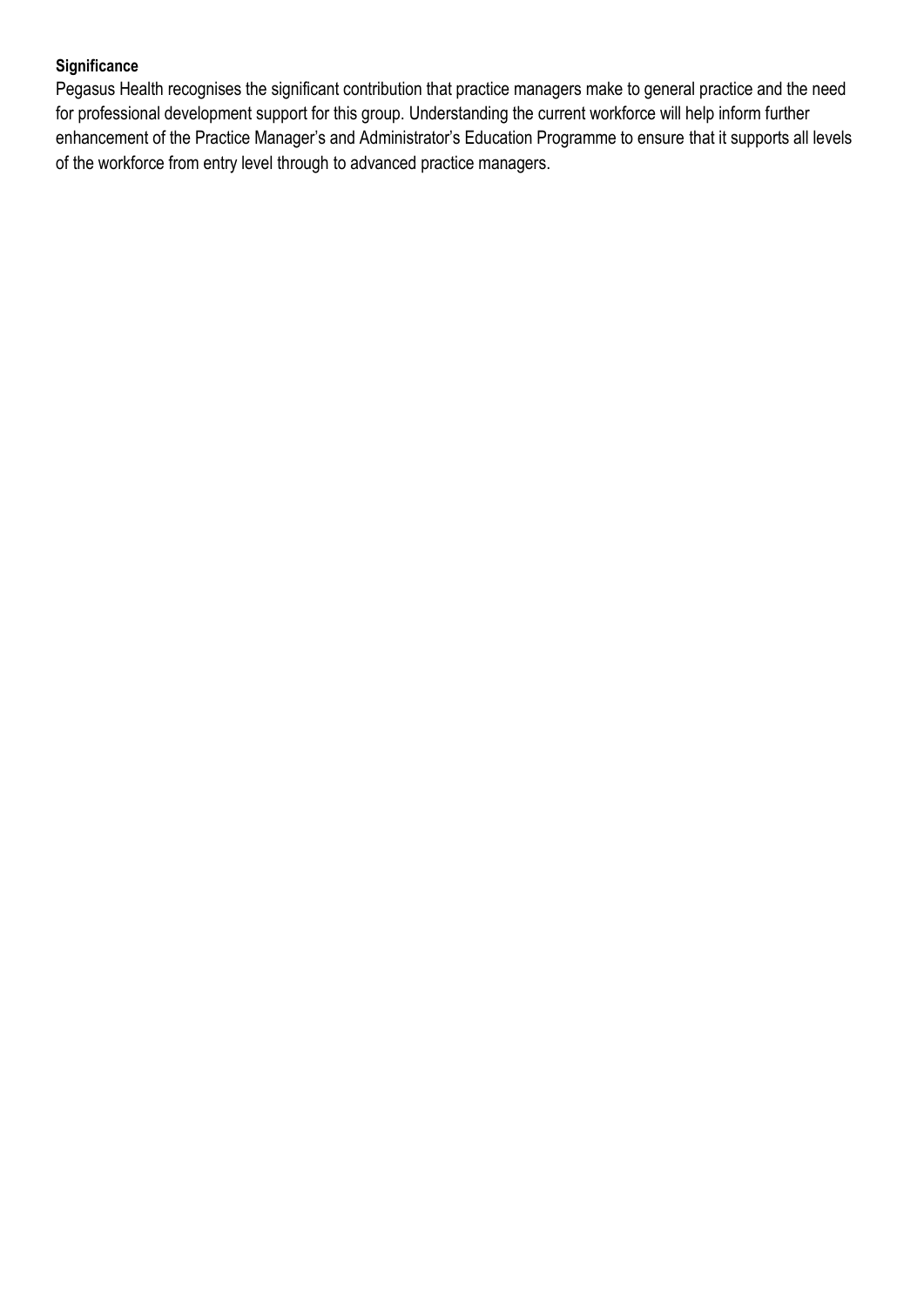**Significance**

Pegasus Health recognises the significant contribution that practice managers make to general practice and the need for professional development support for this group. Understanding the current workforce will help inform further enhancement of the Practice Manager's and Administrator's Education Programme to ensure that it supports all levels of the workforce from entry level through to advanced practice managers.